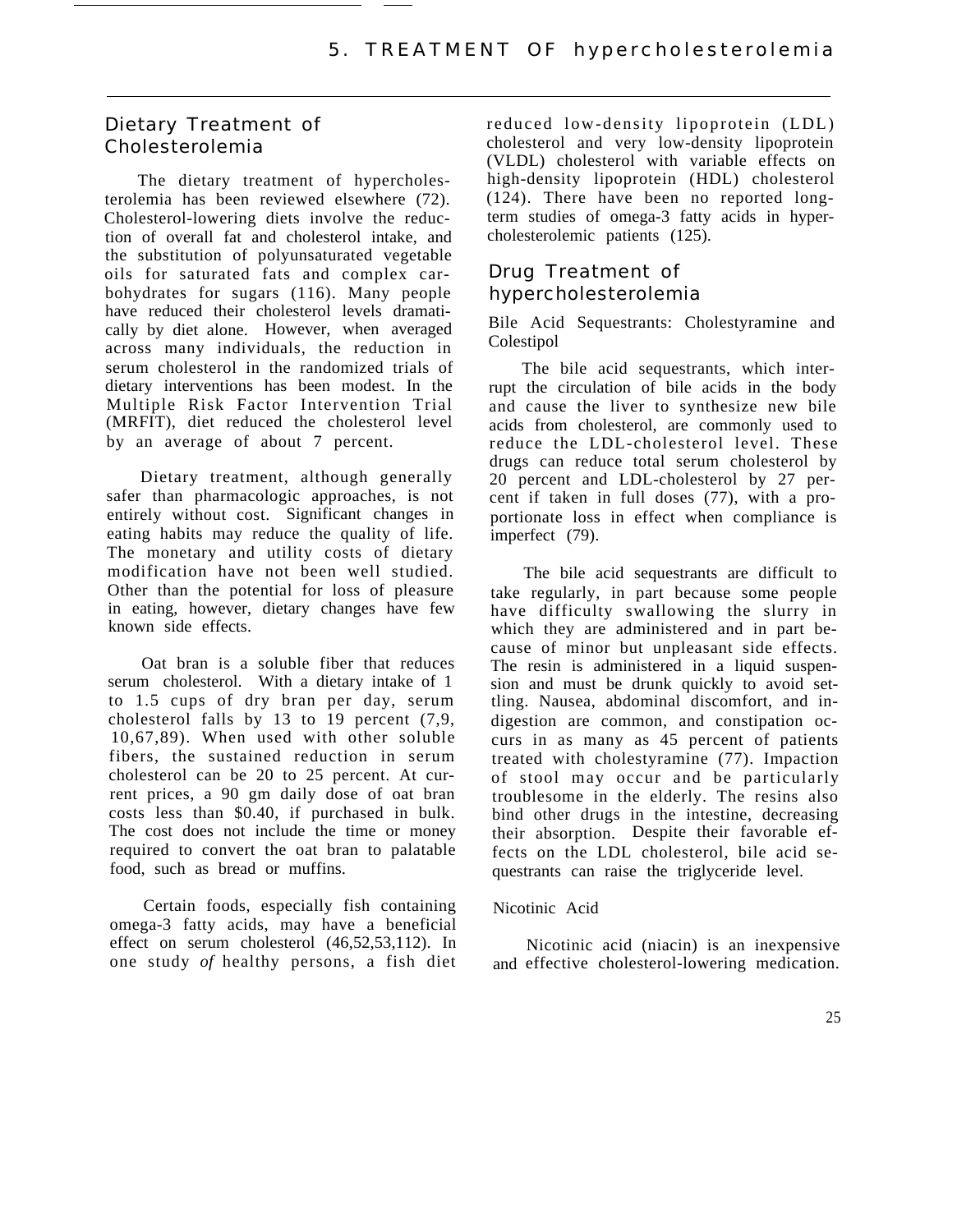# 5. TREATMENT OF hypercholesterolemia

## Dietary Treatment of Cholesterolemia

The dietary treatment of hypercholesterolemia has been reviewed elsewhere (72). Cholesterol-lowering diets involve the reduction of overall fat and cholesterol intake, and the substitution of polyunsaturated vegetable oils for saturated fats and complex carbohydrates for sugars (116). Many people have reduced their cholesterol levels dramatically by diet alone. However, when averaged across many individuals, the reduction in serum cholesterol in the randomized trials of dietary interventions has been modest. In the Multiple Risk Factor Intervention Trial (MRFIT), diet reduced the cholesterol level by an average of about 7 percent.

Dietary treatment, although generally safer than pharmacologic approaches, is not entirely without cost. Significant changes in eating habits may reduce the quality of life. The monetary and utility costs of dietary modification have not been well studied. Other than the potential for loss of pleasure in eating, however, dietary changes have few known side effects.

Oat bran is a soluble fiber that reduces serum cholesterol. With a dietary intake of 1 to 1.5 cups of dry bran per day, serum cholesterol falls by 13 to 19 percent (7,9, 10,67,89). When used with other soluble fibers, the sustained reduction in serum cholesterol can be 20 to 25 percent. At current prices, a 90 gm daily dose of oat bran costs less than $0.40, if purchased in bulk. The cost does not include the time or money required to convert the oat bran to palatable food, such as bread or muffins.

Certain foods, especially fish containing omega-3 fatty acids, may have a beneficial effect on serum cholesterol (46,52,53,112). In one study *of* healthy persons, a fish diet reduced low-density lipoprotein (LDL) cholesterol and very low-density lipoprotein (VLDL) cholesterol with variable effects on high-density lipoprotein (HDL) cholesterol (124). There have been no reported long-term studies of omega-3 fatty acids in hypercholesterolemic patients (125).

## Drug Treatment of hypercholesterolemia

### Bile Acid Sequestrants: Cholestyramine and Colestipol

The bile acid sequestrants, which interrupt the circulation of bile acids in the body and cause the liver to synthesize new bile acids from cholesterol, are commonly used to reduce the LDL-cholesterol level. These drugs can reduce total serum cholesterol by 20 percent and LDL-cholesterol by 27 percent if taken in full doses (77), with a proportionate loss in effect when compliance is imperfect (79).

The bile acid sequestrants are difficult to take regularly, in part because some people have difficulty swallowing the slurry in which they are administered and in part because of minor but unpleasant side effects. The resin is administered in a liquid suspension and must be drunk quickly to avoid settling. Nausea, abdominal discomfort, and indigestion are common, and constipation occurs in as many as 45 percent of patients treated with cholestyramine (77). Impaction of stool may occur and be particularly troublesome in the elderly. The resins also bind other drugs in the intestine, decreasing their absorption. Despite their favorable effects on the LDL cholesterol, bile acid sequestrants can raise the triglyceride level.

### Nicotinic Acid

Nicotinic acid (niacin) is an inexpensive and effective cholesterol-lowering medication.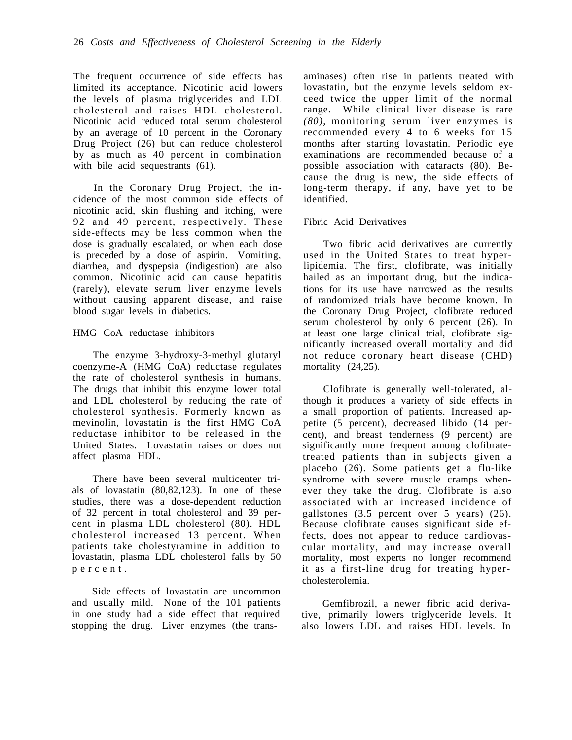The frequent occurrence of side effects has limited its acceptance. Nicotinic acid lowers the levels of plasma triglycerides and LDL cholesterol and raises HDL cholesterol. Nicotinic acid reduced total serum cholesterol by an average of 10 percent in the Coronary Drug Project (26) but can reduce cholesterol by as much as 40 percent in combination with bile acid sequestrants (61).

In the Coronary Drug Project, the incidence of the most common side effects of nicotinic acid, skin flushing and itching, were 92 and 49 percent, respectively. These side-effects may be less common when the dose is gradually escalated, or when each dose is preceded by a dose of aspirin. Vomiting, diarrhea, and dyspepsia (indigestion) are also common. Nicotinic acid can cause hepatitis (rarely), elevate serum liver enzyme levels without causing apparent disease, and raise blood sugar levels in diabetics.

### HMG CoA reductase inhibitors

The enzyme 3-hydroxy-3-methyl glutaryl coenzyme-A (HMG CoA) reductase regulates the rate of cholesterol synthesis in humans. The drugs that inhibit this enzyme lower total and LDL cholesterol by reducing the rate of cholesterol synthesis. Formerly known as mevinolin, lovastatin is the first HMG CoA reductase inhibitor to be released in the United States. Lovastatin raises or does not affect plasma HDL.

There have been several multicenter trials of lovastatin (80,82,123). In one of these studies, there was a dose-dependent reduction of 32 percent in total cholesterol and 39 percent in plasma LDL cholesterol (80). HDL cholesterol increased 13 percent. When patients take cholestyramine in addition to lovastatin, plasma LDL cholesterol falls by 50 percent.

Side effects of lovastatin are uncommon and usually mild. None of the 101 patients in one study had a side effect that required stopping the drug. Liver enzymes (the transaminases) often rise in patients treated with lovastatin, but the enzyme levels seldom exceed twice the upper limit of the normal range. While clinical liver disease is rare *(80)*, monitoring serum liver enzymes is recommended every 4 to 6 weeks for 15 months after starting lovastatin. Periodic eye examinations are recommended because of a possible association with cataracts (80). Because the drug is new, the side effects of long-term therapy, if any, have yet to be identified.

### Fibric Acid Derivatives

Two fibric acid derivatives are currently used in the United States to treat hyperlipidemia. The first, clofibrate, was initially hailed as an important drug, but the indications for its use have narrowed as the results of randomized trials have become known. In the Coronary Drug Project, clofibrate reduced serum cholesterol by only 6 percent (26). In at least one large clinical trial, clofibrate significantly increased overall mortality and did not reduce coronary heart disease (CHD) mortality (24,25).

Clofibrate is generally well-tolerated, although it produces a variety of side effects in a small proportion of patients. Increased appetite (5 percent), decreased libido (14 percent), and breast tenderness (9 percent) are significantly more frequent among clofibrate-treated patients than in subjects given a placebo (26). Some patients get a flu-like syndrome with severe muscle cramps whenever they take the drug. Clofibrate is also associated with an increased incidence of gallstones (3.5 percent over 5 years) (26). Because clofibrate causes significant side effects, does not appear to reduce cardiovascular mortality, and may increase overall mortality, most experts no longer recommend it as a first-line drug for treating hypercholesterolemia.

Gemfibrozil, a newer fibric acid derivative, primarily lowers triglyceride levels. It also lowers LDL and raises HDL levels. In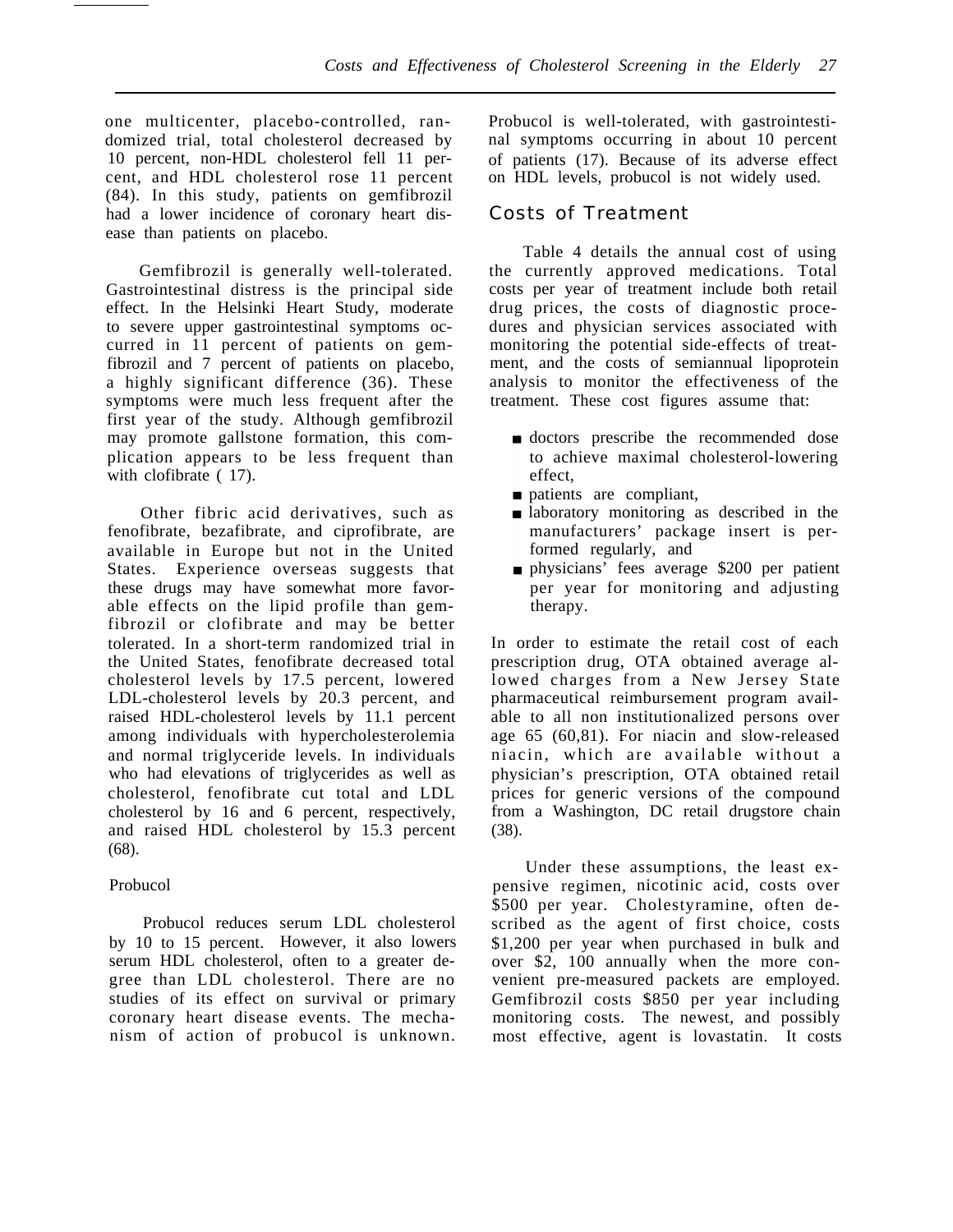one multicenter, placebo-controlled, randomized trial, total cholesterol decreased by 10 percent, non-HDL cholesterol fell 11 percent, and HDL cholesterol rose 11 percent (84). In this study, patients on gemfibrozil had a lower incidence of coronary heart disease than patients on placebo.

Gemfibrozil is generally well-tolerated. Gastrointestinal distress is the principal side effect. In the Helsinki Heart Study, moderate to severe upper gastrointestinal symptoms occurred in 11 percent of patients on gemfibrozil and 7 percent of patients on placebo, a highly significant difference (36). These symptoms were much less frequent after the first year of the study. Although gemfibrozil may promote gallstone formation, this complication appears to be less frequent than with clofibrate ( 17).

Other fibric acid derivatives, such as fenofibrate, bezafibrate, and ciprofibrate, are available in Europe but not in the United States. Experience overseas suggests that these drugs may have somewhat more favorable effects on the lipid profile than gemfibrozil or clofibrate and may be better tolerated. In a short-term randomized trial in the United States, fenofibrate decreased total cholesterol levels by 17.5 percent, lowered LDL-cholesterol levels by 20.3 percent, and raised HDL-cholesterol levels by 11.1 percent among individuals with hypercholesterolemia and normal triglyceride levels. In individuals who had elevations of triglycerides as well as cholesterol, fenofibrate cut total and LDL cholesterol by 16 and 6 percent, respectively, and raised HDL cholesterol by 15.3 percent (68).

Probucol

Probucol reduces serum LDL cholesterol by 10 to 15 percent. However, it also lowers serum HDL cholesterol, often to a greater degree than LDL cholesterol. There are no studies of its effect on survival or primary coronary heart disease events. The mechanism of action of probucol is unknown. Probucol is well-tolerated, with gastrointestinal symptoms occurring in about 10 percent of patients (17). Because of its adverse effect on HDL levels, probucol is not widely used.

## Costs of Treatment

Table 4 details the annual cost of using the currently approved medications. Total costs per year of treatment include both retail drug prices, the costs of diagnostic procedures and physician services associated with monitoring the potential side-effects of treatment, and the costs of semiannual lipoprotein analysis to monitor the effectiveness of the treatment. These cost figures assume that:

- doctors prescribe the recommended dose to achieve maximal cholesterol-lowering effect,
- patients are compliant,
- laboratory monitoring as described in the manufacturers' package insert is performed regularly, and
- physicians' fees average $200 per patient per year for monitoring and adjusting therapy.

In order to estimate the retail cost of each prescription drug, OTA obtained average allowed charges from a New Jersey State pharmaceutical reimbursement program available to all non institutionalized persons over age 65 (60,81). For niacin and slow-released niacin, which are available without a physician's prescription, OTA obtained retail prices for generic versions of the compound from a Washington, DC retail drugstore chain (38).

Under these assumptions, the least expensive regimen, nicotinic acid, costs over $500 per year. Cholestyramine, often described as the agent of first choice, costs $1,200 per year when purchased in bulk and over $2, 100 annually when the more convenient pre-measured packets are employed. Gemfibrozil costs $850 per year including monitoring costs. The newest, and possibly most effective, agent is lovastatin. It costs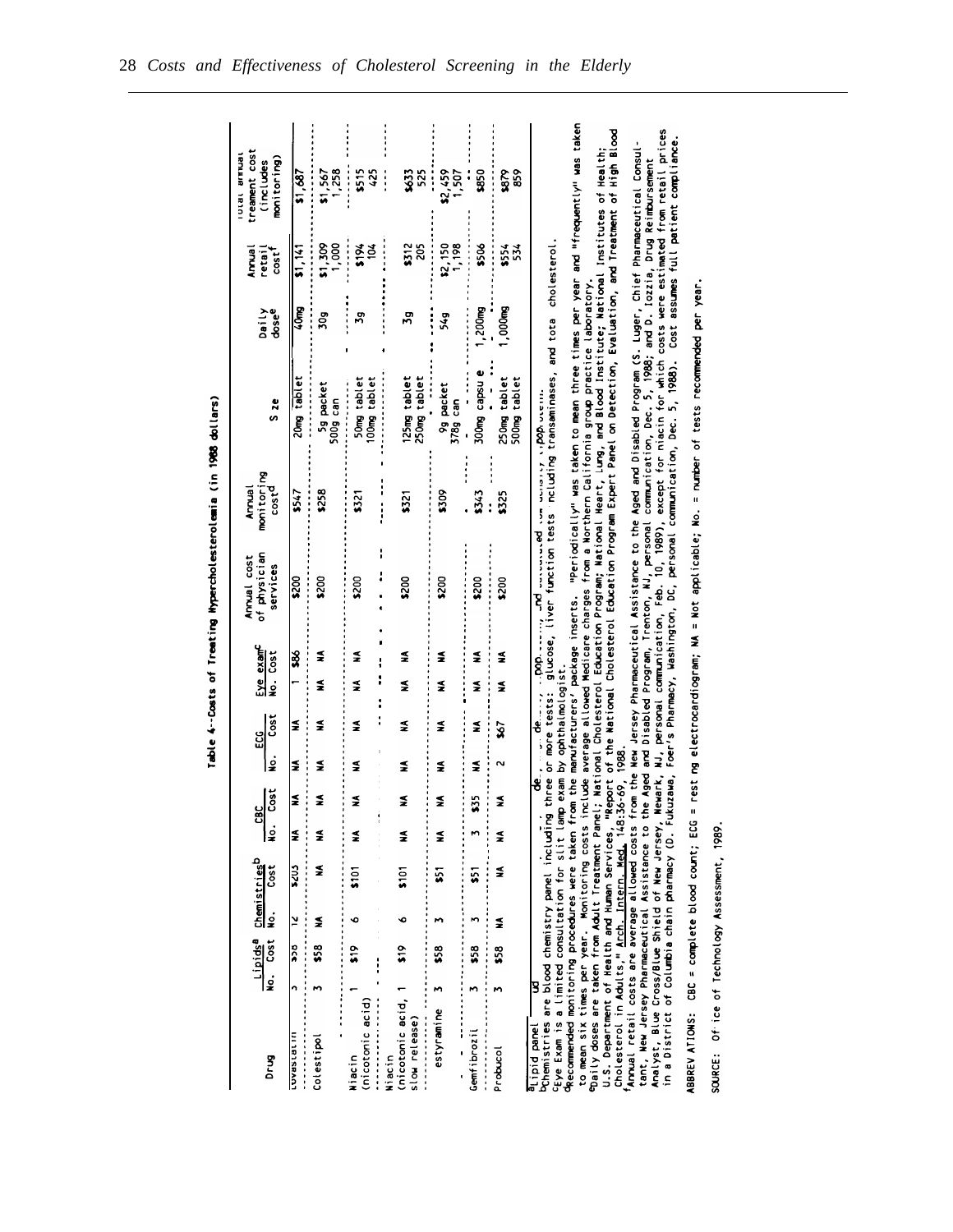Table 4--Costs of Treating Hypercholesterolemia (in 1988 dollars)

| Drug | Lipids[a] No. | Lipids[a] Cost | Chemistries[b] No. | Chemistries[b] Cost | CBC No. | CBC Cost | ECG No. | ECG Cost | Eye exam[c] No. | Eye exam[c] Cost | Annual cost of physician services | Annual monitoring cost[d] | Size | Daily dose[e] | Annual retail cost[f] | Total annual treatment cost (includes monitoring) |
|---|---|---|---|---|---|---|---|---|---|---|---|---|---|---|---|---|
| Lovastatin | 3 | $58 | 12 | $203 | NA | NA | NA | NA | 1 | $86 | $200 | $547 | 20mg tablet | 40mg | $1,141 | $1,687 |
| Colestipol | 3 | $58 | NA | NA | NA | NA | NA | NA | NA | NA | $200 | $258 | 5g packet<br>500g can | 30g | $1,309<br>1,000 | $1,567<br>1,258 |
| Niacin (nicotonic acid) | 1 | $19 | 6 | $101 | NA | NA | NA | NA | NA | NA | $200 | $321 | 50mg tablet<br>100mg tablet | 3g | $194<br>104 | $515<br>425 |
| Niacin (nicotonic acid, slow release) | 1 | $19 | 6 | $101 | NA | NA | NA | NA | NA | NA | $200 | $321 | 125mg tablet<br>250mg tablet | 3g | $312<br>205 | $633<br>525 |
| Cholestyramine | 3 | $58 | 3 | $51 | NA | NA | NA | NA | NA | NA | $200 | $309 | 9g packet<br>378g can | 54g | $2,150<br>1,198 | $2,459<br>1,507 |
| Gemfibrozil | 3 | $58 | 3 | $51 | 3 | $35 | NA | NA | NA | NA | $200 | $343 | 300mg capsule | 1,200mg | $506 | $850 |
| Probucol | 3 | $58 | NA | NA | NA | NA | 2 | $67 | NA | NA | $200 | $325 | 250mg tablet<br>500mg tablet | 1,000mg | $554<br>534 | $879<br>859 |

[a]Lipid panel includes total cholesterol, HDL-cholesterol, and triglycerides.
[b]Chemistries are blood chemistry panel including three or more tests: glucose, liver function tests including transaminases, and total cholesterol.
[c]Eye Exam is a limited consultation for slit lamp exam by ophthalmologist.
[d]Recommended monitoring procedures were taken from the manufacturers' package inserts. "Periodically" was taken to mean three times per year and "frequently" was taken to mean six times per year. Monitoring costs include average allowed Medicare charges from a Northern California group practice laboratory.
[e]Daily doses are taken from Adult Treatment Panel; National Cholesterol Education Program; National Heart, Lung, and Blood Institute; National Institutes of Health; U.S. Department of Health and Human Services, "Report of the National Cholesterol Education Program Expert Panel on Detection, Evaluation, and Treatment of High Blood Cholesterol in Adults," *Arch. Intern. Med.* 148:36-69, 1988.
[f]Annual retail costs are average allowed costs from the New Jersey Pharmaceutical Assistance to the Aged and Disabled Program (S. Luger, Chief Pharmaceutical Consultant, New Jersey Pharmaceutical Assistance to the Aged and Disabled Program, Trenton, NJ, personal communication, Dec. 5, 1988; and D. Iozzia, Drug Reimbursement Analyst, Blue Cross/Blue Shield of New Jersey, Newark, NJ, personal communication, Feb. 10, 1989), except for niacin for which costs were estimated from retail prices in a District of Columbia chain pharmacy (D. Fukuzawa, Foer's Pharmacy, Washington, DC, personal communication, Dec. 5, 1988). Cost assumes full patient compliance.

ABBREVIATIONS: CBC = complete blood count; ECG = resting electrocardiogram; NA = Not applicable; No. = number of tests recommended per year.

SOURCE: Office of Technology Assessment, 1989.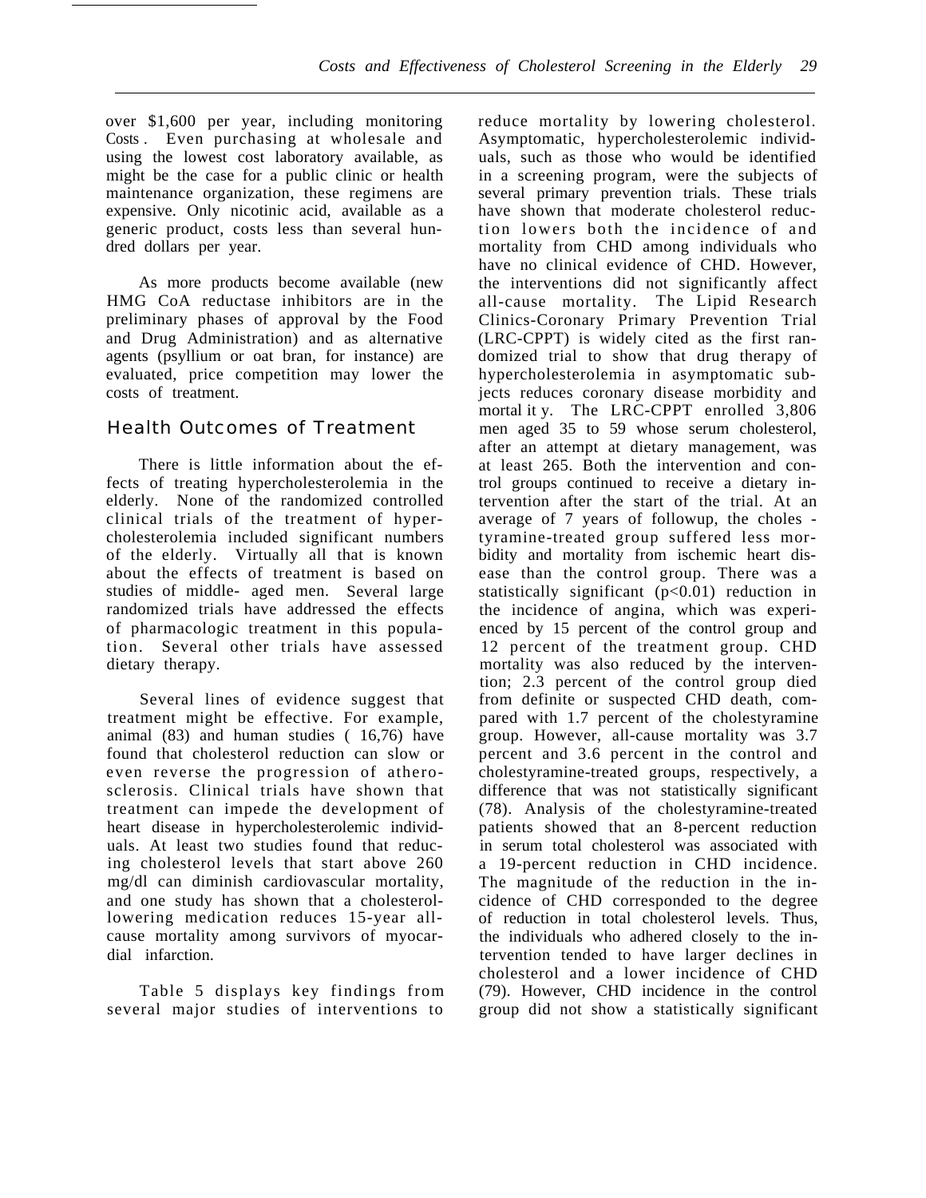over $1,600 per year, including monitoring Costs. Even purchasing at wholesale and using the lowest cost laboratory available, as might be the case for a public clinic or health maintenance organization, these regimens are expensive. Only nicotinic acid, available as a generic product, costs less than several hundred dollars per year.

As more products become available (new HMG CoA reductase inhibitors are in the preliminary phases of approval by the Food and Drug Administration) and as alternative agents (psyllium or oat bran, for instance) are evaluated, price competition may lower the costs of treatment.

## Health Outcomes of Treatment

There is little information about the effects of treating hypercholesterolemia in the elderly. None of the randomized controlled clinical trials of the treatment of hypercholesterolemia included significant numbers of the elderly. Virtually all that is known about the effects of treatment is based on studies of middle- aged men. Several large randomized trials have addressed the effects of pharmacologic treatment in this population. Several other trials have assessed dietary therapy.

Several lines of evidence suggest that treatment might be effective. For example, animal (83) and human studies ( 16,76) have found that cholesterol reduction can slow or even reverse the progression of atherosclerosis. Clinical trials have shown that treatment can impede the development of heart disease in hypercholesterolemic individuals. At least two studies found that reducing cholesterol levels that start above 260 mg/dl can diminish cardiovascular mortality, and one study has shown that a cholesterol-lowering medication reduces 15-year all-cause mortality among survivors of myocardial infarction.

Table 5 displays key findings from several major studies of interventions to reduce mortality by lowering cholesterol. Asymptomatic, hypercholesterolemic individuals, such as those who would be identified in a screening program, were the subjects of several primary prevention trials. These trials have shown that moderate cholesterol reduction lowers both the incidence of and mortality from CHD among individuals who have no clinical evidence of CHD. However, the interventions did not significantly affect all-cause mortality. The Lipid Research Clinics-Coronary Primary Prevention Trial (LRC-CPPT) is widely cited as the first randomized trial to show that drug therapy of hypercholesterolemia in asymptomatic subjects reduces coronary disease morbidity and mortality. The LRC-CPPT enrolled 3,806 men aged 35 to 59 whose serum cholesterol, after an attempt at dietary management, was at least 265. Both the intervention and control groups continued to receive a dietary intervention after the start of the trial. At an average of 7 years of followup, the cholestyramine-treated group suffered less morbidity and mortality from ischemic heart disease than the control group. There was a statistically significant ($p<0.01$) reduction in the incidence of angina, which was experienced by 15 percent of the control group and 12 percent of the treatment group. CHD mortality was also reduced by the intervention; 2.3 percent of the control group died from definite or suspected CHD death, compared with 1.7 percent of the cholestyramine group. However, all-cause mortality was 3.7 percent and 3.6 percent in the control and cholestyramine-treated groups, respectively, a difference that was not statistically significant (78). Analysis of the cholestyramine-treated patients showed that an 8-percent reduction in serum total cholesterol was associated with a 19-percent reduction in CHD incidence. The magnitude of the reduction in the incidence of CHD corresponded to the degree of reduction in total cholesterol levels. Thus, the individuals who adhered closely to the intervention tended to have larger declines in cholesterol and a lower incidence of CHD (79). However, CHD incidence in the control group did not show a statistically significant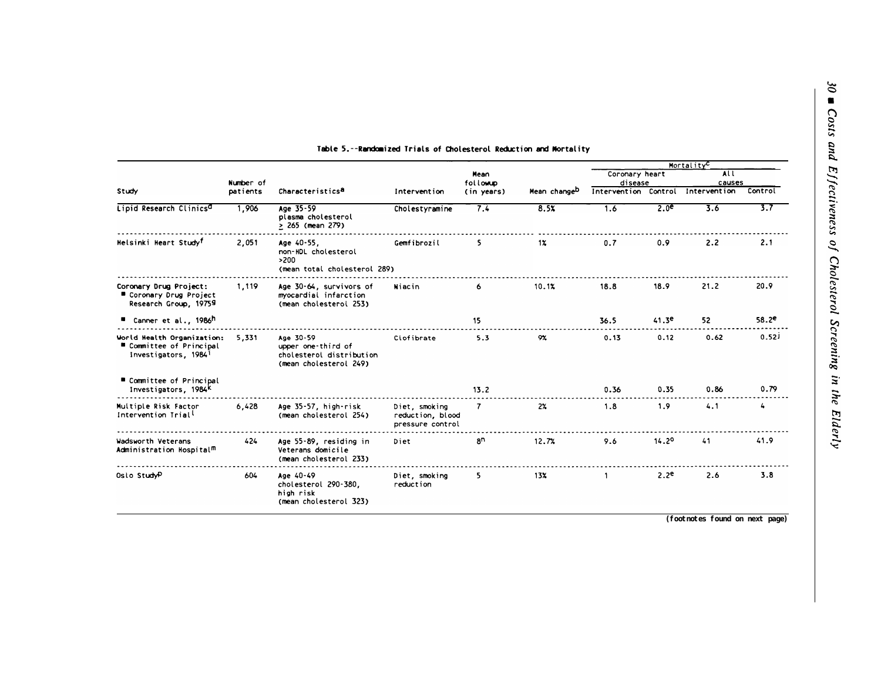Table 5.--Randomized Trials of Cholesterol Reduction and Mortality

| Study | Number of patients | Characteristics[a] | Intervention | Mean followup (in years) | Mean change[b] | Mortality[c] | | | |
|---|---|---|---|---|---|---|---|---|---|
| | | | | | | Coronary heart disease | | All causes | |
| | | | | | | Intervention | Control | Intervention | Control |
| Lipid Research Clinics[d] | 1,906 | Age 35-59 plasma cholesterol ≥ 265 (mean 279) | Cholestyramine | 7.4 | 8.5% | 1.6 | 2.0[e] | 3.6 | 3.7 |
| Helsinki Heart Study[f] | 2,051 | Age 40-55, non-HDL cholesterol >200 (mean total cholesterol 289) | Gemfibrozil | 5 | 1% | 0.7 | 0.9 | 2.2 | 2.1 |
| Coronary Drug Project: ■ Coronary Drug Project Research Group, 1975[g] | 1,119 | Age 30-64, survivors of myocardial infarction (mean cholesterol 253) | Niacin | 6 | 10.1% | 18.8 | 18.9 | 21.2 | 20.9 |
| ■ Canner et al., 1986[h] | | | | 15 | | 36.5 | 41.3[e] | 52 | 58.2[e] |
| World Health Organization: ■ Committee of Principal Investigators, 1984[i] | 5,331 | Age 30-59 upper one-third of cholesterol distribution (mean cholesterol 249) | Clofibrate | 5.3 | 9% | 0.13 | 0.12 | 0.62 | 0.52[j] |
| ■ Committee of Principal Investigators, 1984[k] | | | | 13.2 | | 0.36 | 0.35 | 0.86 | 0.79 |
| Multiple Risk Factor Intervention Trial[l] | 6,428 | Age 35-57, high-risk (mean cholesterol 254) | Diet, smoking reduction, blood pressure control | 7 | 2% | 1.8 | 1.9 | 4.1 | 4 |
| Wadsworth Veterans Administration Hospital[m] | 424 | Age 55-89, residing in Veterans domicile (mean cholesterol 233) | Diet | 8[n] | 12.7% | 9.6 | 14.2[o] | 41 | 41.9 |
| Oslo Study[p] | 604 | Age 40-49 cholesterol 290-380, high risk (mean cholesterol 323) | Diet, smoking reduction | 5 | 13% | 1 | 2.2[e] | 2.6 | 3.8 |

(footnotes found on next page)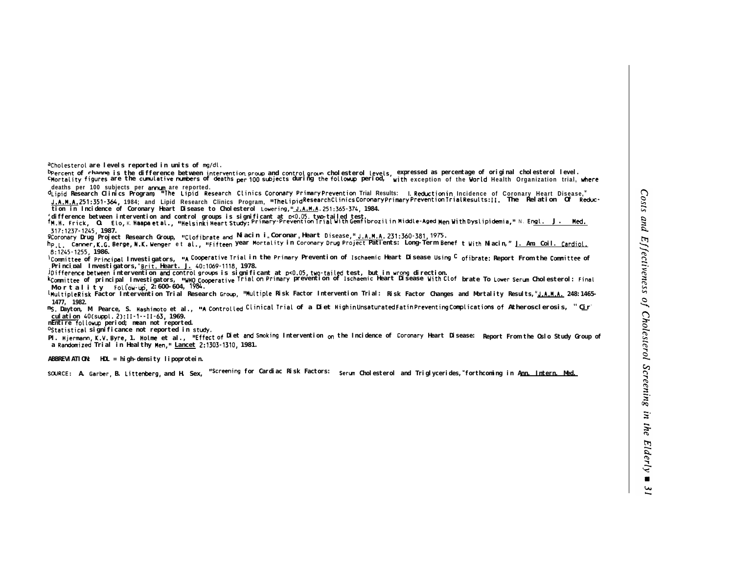[a]Cholesterol are levels reported in units of mg/dl.

[b]Percent of change is the difference between intervention group and control group cholesterol levels, expressed as percentage of original cholesterol level.

[c]Mortality figures are the cumulative numbers of deaths per 100 subjects during the followup period, with exception of the World Health Organization trial, where deaths per 100 subjects per annum are reported.

[d]Lipid Research Clinics Program, "The Lipid Research Clinics Coronary Primary Prevention Trial Results: I. Reduction in Incidence of Coronary Heart Disease," J.A.M.A. 251:351-364, 1984; and Lipid Research Clinics Program, "The Lipid Research Clinics Coronary Primary Prevention Trial Results: II. The Relation Of Reduction in Incidence of Coronary Heart Disease to Cholesterol Lowering," J.A.M.A. 251:365-374, 1984.

[e]difference between intervention and control groups is significant at p<0.05, two-tailed test.

[f]M.H. Frick, O. Elo, K. Haapa et al., "Helsinki Heart Study: Primary-Prevention Trial With Gemfibrozil in Middle-Aged Men With Dyslipidemia," N. Engl. J. Med. 317:1237-1245, 1987.

[g]Coronary Drug Project Research Group, "Clofibrate and Niacin in Coronary Heart Disease," J.A.M.A. 231:360-381, 1975.

[h]P.L. Canner, K.G. Berge, N.K. Wenger et al., "Fifteen year Mortality in Coronary Drug Project Patients: Long-Term Benefit With Niacin," J. Am Coll. Cardiol. 8:1245-1255, 1986.

[i]Committee of Principal Investigators, "A Cooperative Trial in the Primary Prevention of Ischaemic Heart Disease Using Clofibrate: Report From the Committee of Principal Investigators," Brit. Heart. J. 40:1069-1118, 1978.

[j]Difference between intervention and control groups is significant at p<0.05, two-tailed test, but in wrong direction.

[k]Committee of principal Investigators, "WHO Cooperative Trial on Primary prevention of Ischaemic Heart Disease With Clofibrate To Lower Serum Cholesterol: Final Mortality Follow-up, 2:600-604, 1984.

[l]Multiple Risk Factor Intervention Trial Research Group, "Multiple Risk Factor Intervention Trial: Risk Factor Changes and Mortality Results," J.A.M.A. 248:1465-1477, 1982.

[m]S. Dayton, M Pearce, S. Hashimoto et al., "A Controlled Clinical Trial of a Diet High in Unsaturated Fat in Preventing Complications of Atherosclerosis, " Circulation 40(suppl. 2):II-1--II-63, 1969.

[n]Entire followup period; mean not reported.

[o]Statistical significance not reported in study.

[p]I. Hjermann, K.V. Byre, I. Holme et al., "Effect of Diet and Smoking Intervention on the Incidence of Coronary Heart Disease: Report From the Oslo Study Group of a Randomized Trial in Healthy Men," Lancet 2:1303-1310, 1981.

ABBREVIATION: HDL = high-density lipoprotein.

SOURCE: A. Garber, B. Littenberg, and H. Sox, "Screening for Cardiac Risk Factors: Serum Cholesterol and Triglycerides," forthcoming in Ann. Intern. Med.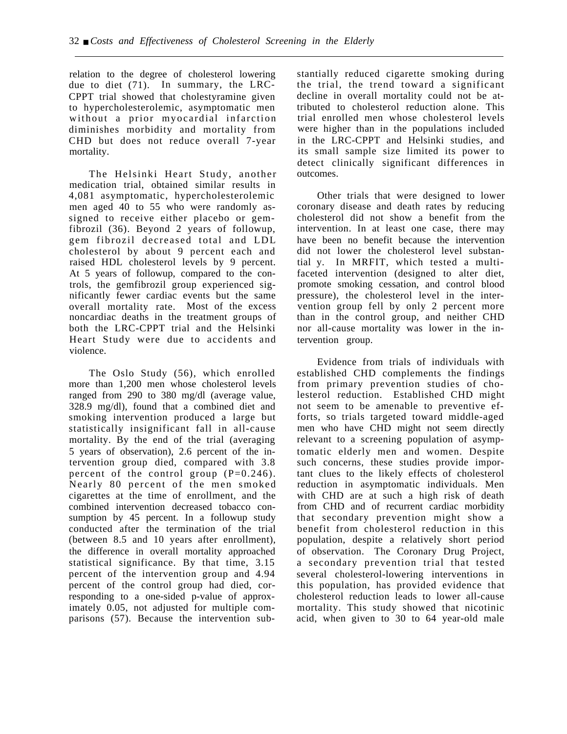relation to the degree of cholesterol lowering due to diet (71). In summary, the LRC-CPPT trial showed that cholestyramine given to hypercholesterolemic, asymptomatic men without a prior myocardial infarction diminishes morbidity and mortality from CHD but does not reduce overall 7-year mortality.

The Helsinki Heart Study, another medication trial, obtained similar results in 4,081 asymptomatic, hypercholesterolemic men aged 40 to 55 who were randomly assigned to receive either placebo or gemfibrozil (36). Beyond 2 years of followup, gem fibrozil decreased total and LDL cholesterol by about 9 percent each and raised HDL cholesterol levels by 9 percent. At 5 years of followup, compared to the controls, the gemfibrozil group experienced significantly fewer cardiac events but the same overall mortality rate. Most of the excess noncardiac deaths in the treatment groups of both the LRC-CPPT trial and the Helsinki Heart Study were due to accidents and violence.

The Oslo Study (56), which enrolled more than 1,200 men whose cholesterol levels ranged from 290 to 380 mg/dl (average value, 328.9 mg/dl), found that a combined diet and smoking intervention produced a large but statistically insignificant fall in all-cause mortality. By the end of the trial (averaging 5 years of observation), 2.6 percent of the intervention group died, compared with 3.8 percent of the control group ($P=0.246$). Nearly 80 percent of the men smoked cigarettes at the time of enrollment, and the combined intervention decreased tobacco consumption by 45 percent. In a followup study conducted after the termination of the trial (between 8.5 and 10 years after enrollment), the difference in overall mortality approached statistical significance. By that time, 3.15 percent of the intervention group and 4.94 percent of the control group had died, corresponding to a one-sided p-value of approximately 0.05, not adjusted for multiple comparisons (57). Because the intervention substantially reduced cigarette smoking during the trial, the trend toward a significant decline in overall mortality could not be attributed to cholesterol reduction alone. This trial enrolled men whose cholesterol levels were higher than in the populations included in the LRC-CPPT and Helsinki studies, and its small sample size limited its power to detect clinically significant differences in outcomes.

Other trials that were designed to lower coronary disease and death rates by reducing cholesterol did not show a benefit from the intervention. In at least one case, there may have been no benefit because the intervention did not lower the cholesterol level substantial y. In MRFIT, which tested a multifaceted intervention (designed to alter diet, promote smoking cessation, and control blood pressure), the cholesterol level in the intervention group fell by only 2 percent more than in the control group, and neither CHD nor all-cause mortality was lower in the intervention group.

Evidence from trials of individuals with established CHD complements the findings from primary prevention studies of cholesterol reduction. Established CHD might not seem to be amenable to preventive efforts, so trials targeted toward middle-aged men who have CHD might not seem directly relevant to a screening population of asymptomatic elderly men and women. Despite such concerns, these studies provide important clues to the likely effects of cholesterol reduction in asymptomatic individuals. Men with CHD are at such a high risk of death from CHD and of recurrent cardiac morbidity that secondary prevention might show a benefit from cholesterol reduction in this population, despite a relatively short period of observation. The Coronary Drug Project, a secondary prevention trial that tested several cholesterol-lowering interventions in this population, has provided evidence that cholesterol reduction leads to lower all-cause mortality. This study showed that nicotinic acid, when given to 30 to 64 year-old male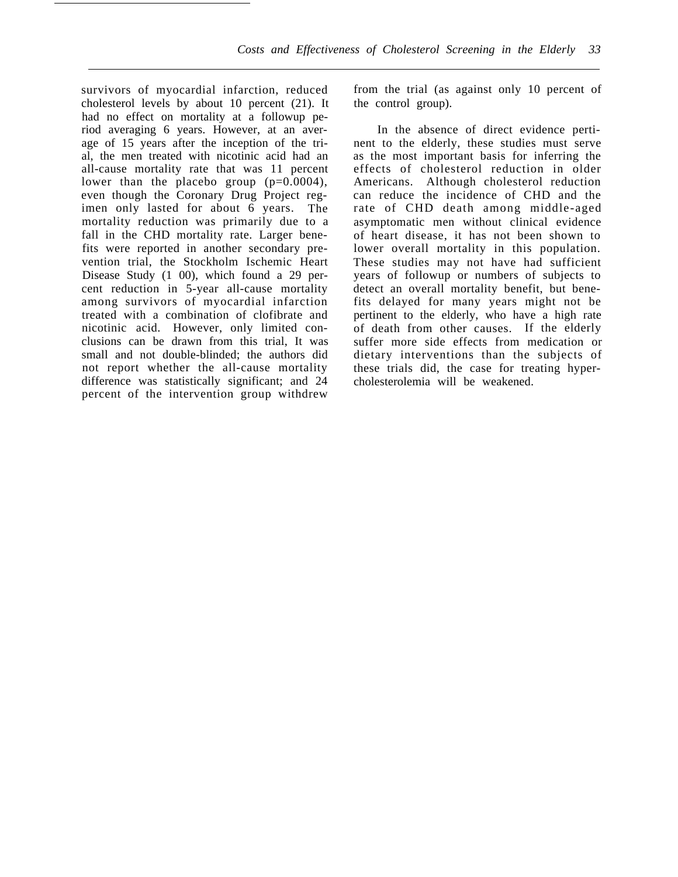survivors of myocardial infarction, reduced cholesterol levels by about 10 percent (21). It had no effect on mortality at a followup period averaging 6 years. However, at an average of 15 years after the inception of the trial, the men treated with nicotinic acid had an all-cause mortality rate that was 11 percent lower than the placebo group ($p=0.0004$), even though the Coronary Drug Project regimen only lasted for about 6 years. The mortality reduction was primarily due to a fall in the CHD mortality rate. Larger benefits were reported in another secondary prevention trial, the Stockholm Ischemic Heart Disease Study (1 00), which found a 29 percent reduction in 5-year all-cause mortality among survivors of myocardial infarction treated with a combination of clofibrate and nicotinic acid. However, only limited conclusions can be drawn from this trial, It was small and not double-blinded; the authors did not report whether the all-cause mortality difference was statistically significant; and 24 percent of the intervention group withdrew from the trial (as against only 10 percent of the control group).

In the absence of direct evidence pertinent to the elderly, these studies must serve as the most important basis for inferring the effects of cholesterol reduction in older Americans. Although cholesterol reduction can reduce the incidence of CHD and the rate of CHD death among middle-aged asymptomatic men without clinical evidence of heart disease, it has not been shown to lower overall mortality in this population. These studies may not have had sufficient years of followup or numbers of subjects to detect an overall mortality benefit, but benefits delayed for many years might not be pertinent to the elderly, who have a high rate of death from other causes. If the elderly suffer more side effects from medication or dietary interventions than the subjects of these trials did, the case for treating hypercholesterolemia will be weakened.